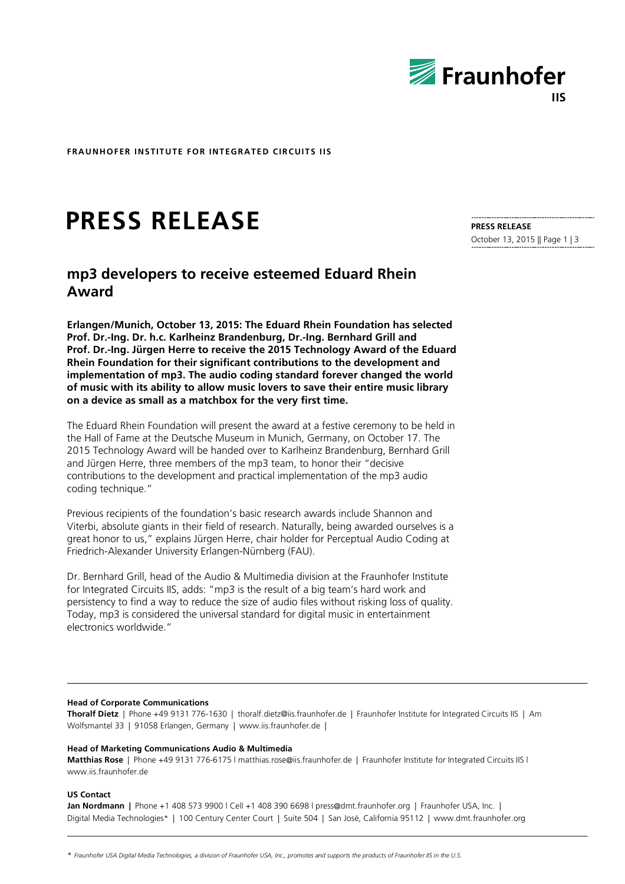FRAUNHOFER INSTITUTE FOR INTEGRATED CIRCUITS IIS

# PRESS RELEASE

**PRESS RELEASE**
October 13, 2015 || Page 1 | 3

## mp3 developers to receive esteemed Eduard Rhein Award

**Erlangen/Munich, October 13, 2015: The Eduard Rhein Foundation has selected Prof. Dr.-Ing. Dr. h.c. Karlheinz Brandenburg, Dr.-Ing. Bernhard Grill and Prof. Dr.-Ing. Jürgen Herre to receive the 2015 Technology Award of the Eduard Rhein Foundation for their significant contributions to the development and implementation of mp3. The audio coding standard forever changed the world of music with its ability to allow music lovers to save their entire music library on a device as small as a matchbox for the very first time.**

The Eduard Rhein Foundation will present the award at a festive ceremony to be held in the Hall of Fame at the Deutsche Museum in Munich, Germany, on October 17. The 2015 Technology Award will be handed over to Karlheinz Brandenburg, Bernhard Grill and Jürgen Herre, three members of the mp3 team, to honor their "decisive contributions to the development and practical implementation of the mp3 audio coding technique."

Previous recipients of the foundation's basic research awards include Shannon and Viterbi, absolute giants in their field of research. Naturally, being awarded ourselves is a great honor to us," explains Jürgen Herre, chair holder for Perceptual Audio Coding at Friedrich-Alexander University Erlangen-Nürnberg (FAU).

Dr. Bernhard Grill, head of the Audio & Multimedia division at the Fraunhofer Institute for Integrated Circuits IIS, adds: "mp3 is the result of a big team's hard work and persistency to find a way to reduce the size of audio files without risking loss of quality. Today, mp3 is considered the universal standard for digital music in entertainment electronics worldwide."

---

**Head of Corporate Communications**
**Thoralf Dietz** | Phone +49 9131 776-1630 | thoralf.dietz@iis.fraunhofer.de | Fraunhofer Institute for Integrated Circuits IIS | Am Wolfsmantel 33 | 91058 Erlangen, Germany | www.iis.fraunhofer.de |

**Head of Marketing Communications Audio & Multimedia**
**Matthias Rose** | Phone +49 9131 776-6175 | matthias.rose@iis.fraunhofer.de | Fraunhofer Institute for Integrated Circuits IIS | www.iis.fraunhofer.de

**US Contact**
**Jan Nordmann** | Phone +1 408 573 9900 | Cell +1 408 390 6698 | press@dmt.fraunhofer.org | Fraunhofer USA, Inc. | Digital Media Technologies* | 100 Century Center Court | Suite 504 | San José, California 95112 | www.dmt.fraunhofer.org

---

\* *Fraunhofer USA Digital Media Technologies, a division of Fraunhofer USA, Inc., promotes and supports the products of Fraunhofer IIS in the U.S.*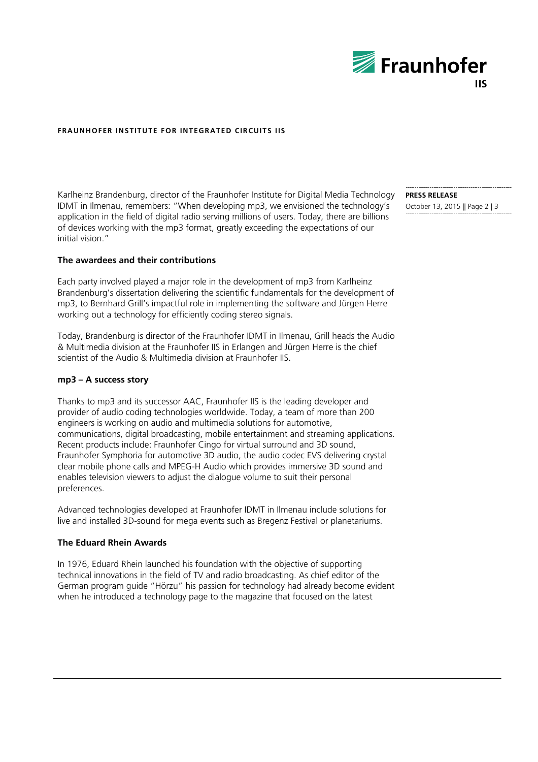Karlheinz Brandenburg, director of the Fraunhofer Institute for Digital Media Technology IDMT in Ilmenau, remembers: "When developing mp3, we envisioned the technology's application in the field of digital radio serving millions of users. Today, there are billions of devices working with the mp3 format, greatly exceeding the expectations of our initial vision."

## The awardees and their contributions

Each party involved played a major role in the development of mp3 from Karlheinz Brandenburg's dissertation delivering the scientific fundamentals for the development of mp3, to Bernhard Grill's impactful role in implementing the software and Jürgen Herre working out a technology for efficiently coding stereo signals.

Today, Brandenburg is director of the Fraunhofer IDMT in Ilmenau, Grill heads the Audio & Multimedia division at the Fraunhofer IIS in Erlangen and Jürgen Herre is the chief scientist of the Audio & Multimedia division at Fraunhofer IIS.

## mp3 – A success story

Thanks to mp3 and its successor AAC, Fraunhofer IIS is the leading developer and provider of audio coding technologies worldwide. Today, a team of more than 200 engineers is working on audio and multimedia solutions for automotive, communications, digital broadcasting, mobile entertainment and streaming applications. Recent products include: Fraunhofer Cingo for virtual surround and 3D sound, Fraunhofer Symphoria for automotive 3D audio, the audio codec EVS delivering crystal clear mobile phone calls and MPEG-H Audio which provides immersive 3D sound and enables television viewers to adjust the dialogue volume to suit their personal preferences.

Advanced technologies developed at Fraunhofer IDMT in Ilmenau include solutions for live and installed 3D-sound for mega events such as Bregenz Festival or planetariums.

## The Eduard Rhein Awards

In 1976, Eduard Rhein launched his foundation with the objective of supporting technical innovations in the field of TV and radio broadcasting. As chief editor of the German program guide "Hörzu" his passion for technology had already become evident when he introduced a technology page to the magazine that focused on the latest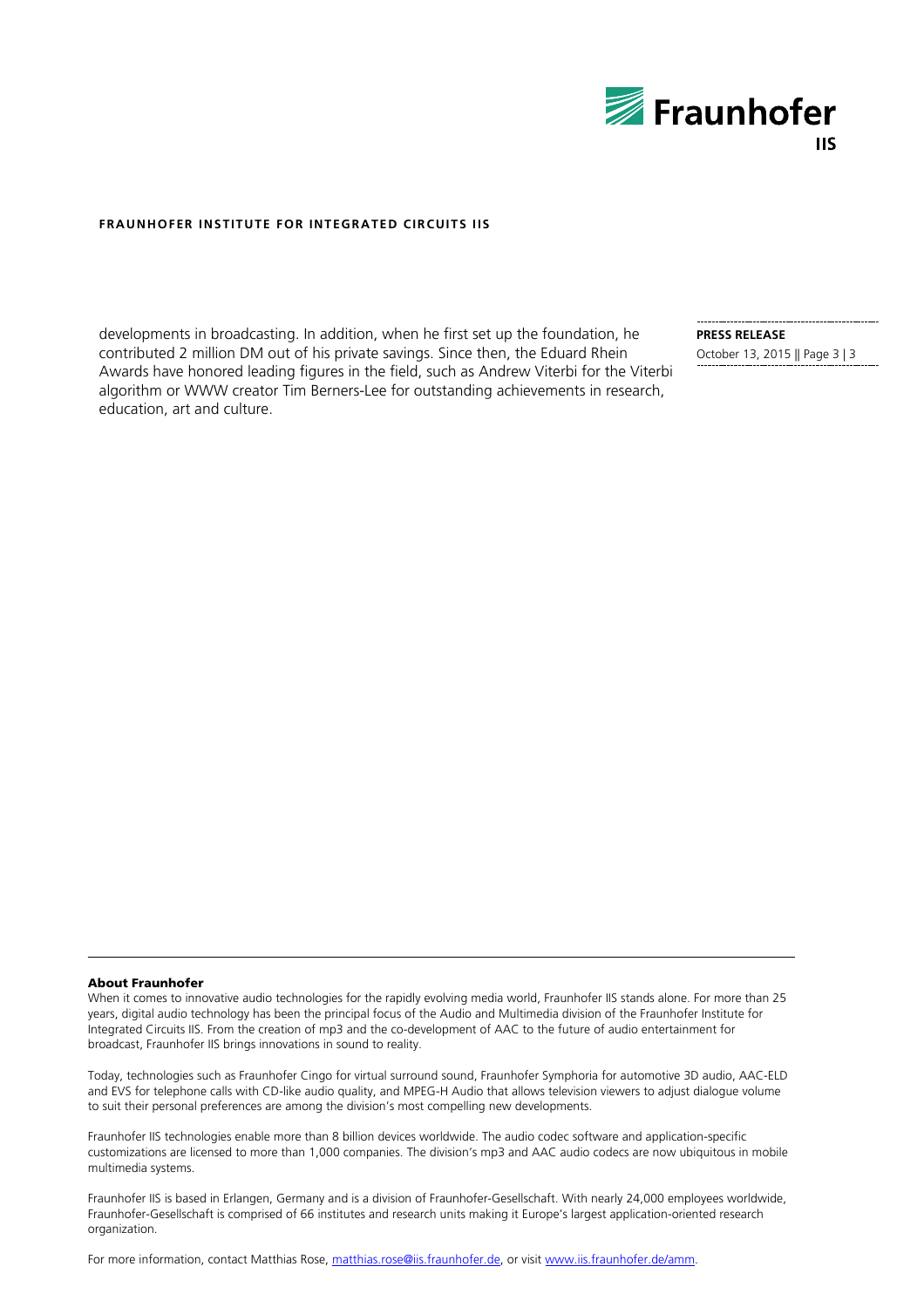developments in broadcasting. In addition, when he first set up the foundation, he contributed 2 million DM out of his private savings. Since then, the Eduard Rhein Awards have honored leading figures in the field, such as Andrew Viterbi for the Viterbi algorithm or WWW creator Tim Berners-Lee for outstanding achievements in research, education, art and culture.

**About Fraunhofer**

When it comes to innovative audio technologies for the rapidly evolving media world, Fraunhofer IIS stands alone. For more than 25 years, digital audio technology has been the principal focus of the Audio and Multimedia division of the Fraunhofer Institute for Integrated Circuits IIS. From the creation of mp3 and the co-development of AAC to the future of audio entertainment for broadcast, Fraunhofer IIS brings innovations in sound to reality.

Today, technologies such as Fraunhofer Cingo for virtual surround sound, Fraunhofer Symphoria for automotive 3D audio, AAC-ELD and EVS for telephone calls with CD-like audio quality, and MPEG-H Audio that allows television viewers to adjust dialogue volume to suit their personal preferences are among the division's most compelling new developments.

Fraunhofer IIS technologies enable more than 8 billion devices worldwide. The audio codec software and application-specific customizations are licensed to more than 1,000 companies. The division's mp3 and AAC audio codecs are now ubiquitous in mobile multimedia systems.

Fraunhofer IIS is based in Erlangen, Germany and is a division of Fraunhofer-Gesellschaft. With nearly 24,000 employees worldwide, Fraunhofer-Gesellschaft is comprised of 66 institutes and research units making it Europe's largest application-oriented research organization.

For more information, contact Matthias Rose, matthias.rose@iis.fraunhofer.de, or visit www.iis.fraunhofer.de/amm.